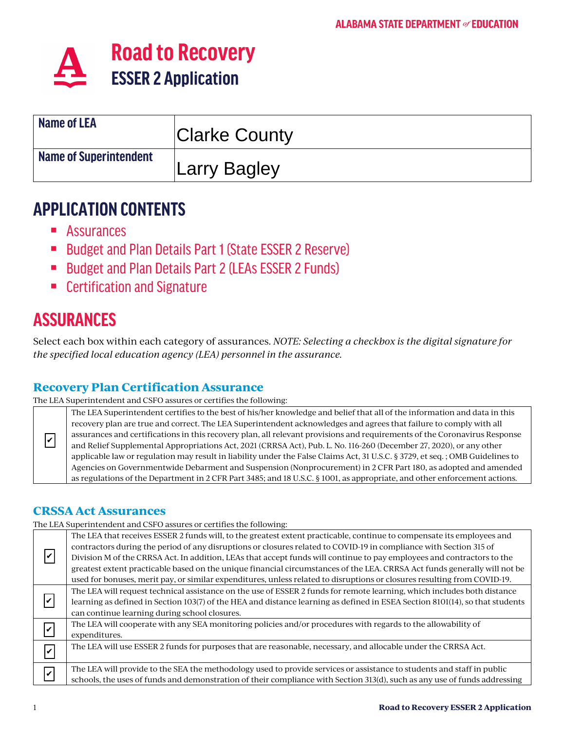ALABAMA STATE DEPARTMENT of EDUCATION

# Road to Recovery
## ESSER 2 Application

| | |
|---|---|
| **Name of LEA** | Clarke County |
| **Name of Superintendent** | Larry Bagley |

## APPLICATION CONTENTS

- Assurances
- Budget and Plan Details Part 1 (State ESSER 2 Reserve)
- Budget and Plan Details Part 2 (LEAs ESSER 2 Funds)
- Certification and Signature

## ASSURANCES

Select each box within each category of assurances. *NOTE: Selecting a checkbox is the digital signature for the specified local education agency (LEA) personnel in the assurance.*

### Recovery Plan Certification Assurance

The LEA Superintendent and CSFO assures or certifies the following:

| | |
|---|---|
| ✔ | The LEA Superintendent certifies to the best of his/her knowledge and belief that all of the information and data in this recovery plan are true and correct. The LEA Superintendent acknowledges and agrees that failure to comply with all assurances and certifications in this recovery plan, all relevant provisions and requirements of the Coronavirus Response and Relief Supplemental Appropriations Act, 2021 (CRRSA Act), Pub. L. No. 116-260 (December 27, 2020), or any other applicable law or regulation may result in liability under the False Claims Act, 31 U.S.C. § 3729, et seq. ; OMB Guidelines to Agencies on Governmentwide Debarment and Suspension (Nonprocurement) in 2 CFR Part 180, as adopted and amended as regulations of the Department in 2 CFR Part 3485; and 18 U.S.C. § 1001, as appropriate, and other enforcement actions. |

### CRSSA Act Assurances

The LEA Superintendent and CSFO assures or certifies the following:

| | |
|---|---|
| ✔ | The LEA that receives ESSER 2 funds will, to the greatest extent practicable, continue to compensate its employees and contractors during the period of any disruptions or closures related to COVID-19 in compliance with Section 315 of Division M of the CRRSA Act. In addition, LEAs that accept funds will continue to pay employees and contractors to the greatest extent practicable based on the unique financial circumstances of the LEA. CRRSA Act funds generally will not be used for bonuses, merit pay, or similar expenditures, unless related to disruptions or closures resulting from COVID-19. |
| ✔ | The LEA will request technical assistance on the use of ESSER 2 funds for remote learning, which includes both distance learning as defined in Section 103(7) of the HEA and distance learning as defined in ESEA Section 8101(14), so that students can continue learning during school closures. |
| ✔ | The LEA will cooperate with any SEA monitoring policies and/or procedures with regards to the allowability of expenditures. |
| ✔ | The LEA will use ESSER 2 funds for purposes that are reasonable, necessary, and allocable under the CRRSA Act. |
| ✔ | The LEA will provide to the SEA the methodology used to provide services or assistance to students and staff in public schools, the uses of funds and demonstration of their compliance with Section 313(d), such as any use of funds addressing |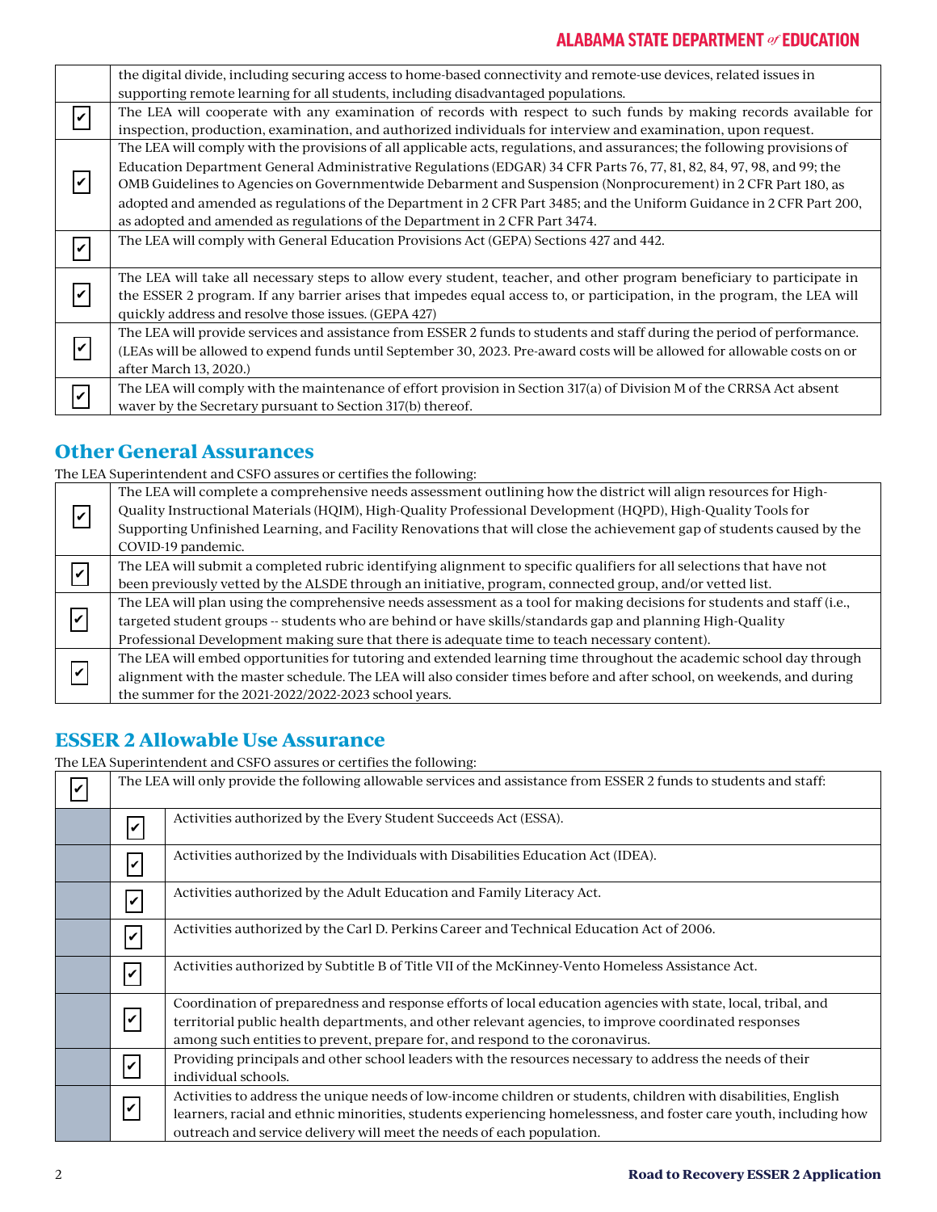| | |
|---|---|
| | the digital divide, including securing access to home-based connectivity and remote-use devices, related issues in supporting remote learning for all students, including disadvantaged populations. |
| ✔ | The LEA will cooperate with any examination of records with respect to such funds by making records available for inspection, production, examination, and authorized individuals for interview and examination, upon request. |
| ✔ | The LEA will comply with the provisions of all applicable acts, regulations, and assurances; the following provisions of Education Department General Administrative Regulations (EDGAR) 34 CFR Parts 76, 77, 81, 82, 84, 97, 98, and 99; the OMB Guidelines to Agencies on Governmentwide Debarment and Suspension (Nonprocurement) in 2 CFR Part 180, as adopted and amended as regulations of the Department in 2 CFR Part 3485; and the Uniform Guidance in 2 CFR Part 200, as adopted and amended as regulations of the Department in 2 CFR Part 3474. |
| ✔ | The LEA will comply with General Education Provisions Act (GEPA) Sections 427 and 442. |
| ✔ | The LEA will take all necessary steps to allow every student, teacher, and other program beneficiary to participate in the ESSER 2 program. If any barrier arises that impedes equal access to, or participation, in the program, the LEA will quickly address and resolve those issues. (GEPA 427) |
| ✔ | The LEA will provide services and assistance from ESSER 2 funds to students and staff during the period of performance. (LEAs will be allowed to expend funds until September 30, 2023. Pre-award costs will be allowed for allowable costs on or after March 13, 2020.) |
| ✔ | The LEA will comply with the maintenance of effort provision in Section 317(a) of Division M of the CRRSA Act absent waver by the Secretary pursuant to Section 317(b) thereof. |

## Other General Assurances

The LEA Superintendent and CSFO assures or certifies the following:

| | |
|---|---|
| ✔ | The LEA will complete a comprehensive needs assessment outlining how the district will align resources for High-Quality Instructional Materials (HQIM), High-Quality Professional Development (HQPD), High-Quality Tools for Supporting Unfinished Learning, and Facility Renovations that will close the achievement gap of students caused by the COVID-19 pandemic. |
| ✔ | The LEA will submit a completed rubric identifying alignment to specific qualifiers for all selections that have not been previously vetted by the ALSDE through an initiative, program, connected group, and/or vetted list. |
| ✔ | The LEA will plan using the comprehensive needs assessment as a tool for making decisions for students and staff (i.e., targeted student groups -- students who are behind or have skills/standards gap and planning High-Quality Professional Development making sure that there is adequate time to teach necessary content). |
| ✔ | The LEA will embed opportunities for tutoring and extended learning time throughout the academic school day through alignment with the master schedule. The LEA will also consider times before and after school, on weekends, and during the summer for the 2021-2022/2022-2023 school years. |

## ESSER 2 Allowable Use Assurance

The LEA Superintendent and CSFO assures or certifies the following:

| | | |
|---|---|---|
| ✔ | The LEA will only provide the following allowable services and assistance from ESSER 2 funds to students and staff: | |
| | ✔ | Activities authorized by the Every Student Succeeds Act (ESSA). |
| | ✔ | Activities authorized by the Individuals with Disabilities Education Act (IDEA). |
| | ✔ | Activities authorized by the Adult Education and Family Literacy Act. |
| | ✔ | Activities authorized by the Carl D. Perkins Career and Technical Education Act of 2006. |
| | ✔ | Activities authorized by Subtitle B of Title VII of the McKinney-Vento Homeless Assistance Act. |
| | ✔ | Coordination of preparedness and response efforts of local education agencies with state, local, tribal, and territorial public health departments, and other relevant agencies, to improve coordinated responses among such entities to prevent, prepare for, and respond to the coronavirus. |
| | ✔ | Providing principals and other school leaders with the resources necessary to address the needs of their individual schools. |
| | ✔ | Activities to address the unique needs of low-income children or students, children with disabilities, English learners, racial and ethnic minorities, students experiencing homelessness, and foster care youth, including how outreach and service delivery will meet the needs of each population. |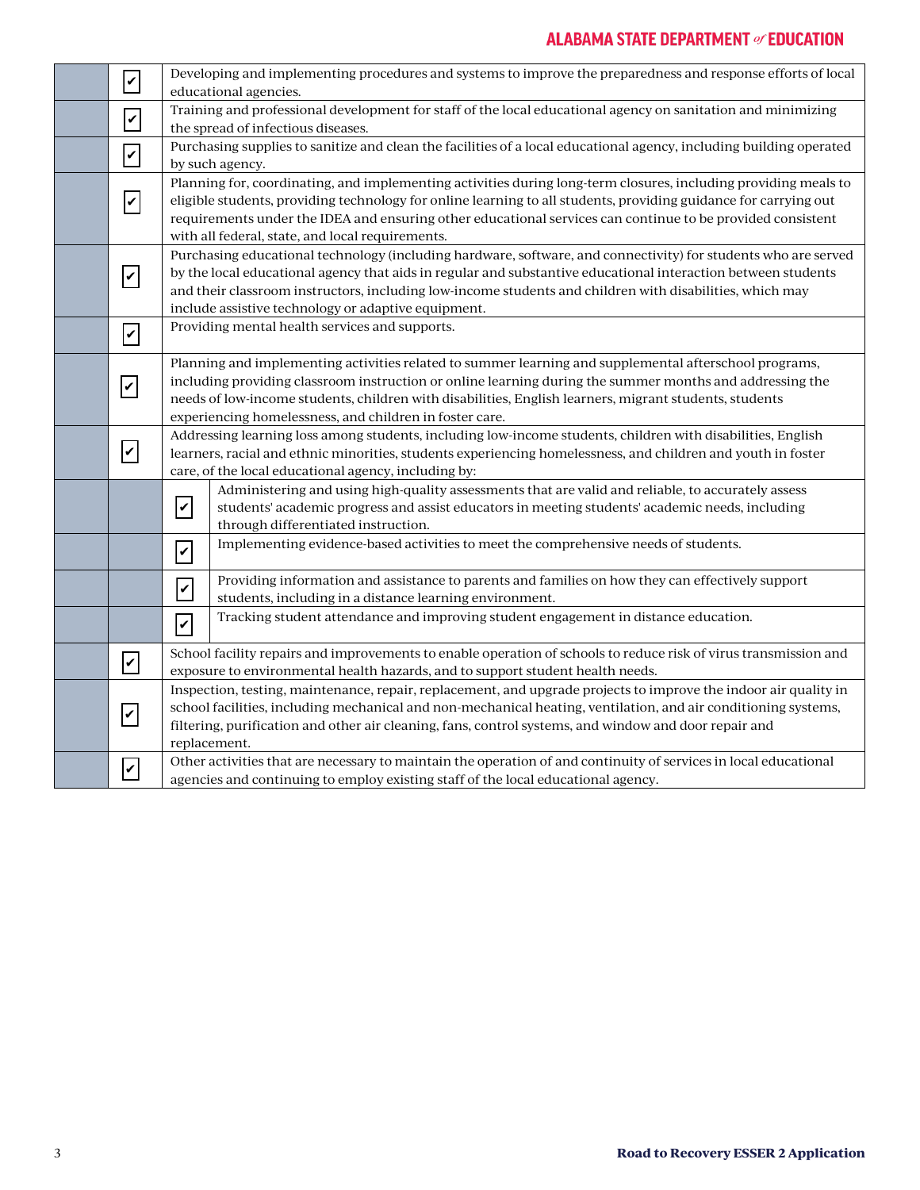| | | | |
|---|---|---|---|
| | ☑ | Developing and implementing procedures and systems to improve the preparedness and response efforts of local educational agencies. | |
| | ☑ | Training and professional development for staff of the local educational agency on sanitation and minimizing the spread of infectious diseases. | |
| | ☑ | Purchasing supplies to sanitize and clean the facilities of a local educational agency, including building operated by such agency. | |
| | ☑ | Planning for, coordinating, and implementing activities during long-term closures, including providing meals to eligible students, providing technology for online learning to all students, providing guidance for carrying out requirements under the IDEA and ensuring other educational services can continue to be provided consistent with all federal, state, and local requirements. | |
| | ☑ | Purchasing educational technology (including hardware, software, and connectivity) for students who are served by the local educational agency that aids in regular and substantive educational interaction between students and their classroom instructors, including low-income students and children with disabilities, which may include assistive technology or adaptive equipment. | |
| | ☑ | Providing mental health services and supports. | |
| | ☑ | Planning and implementing activities related to summer learning and supplemental afterschool programs, including providing classroom instruction or online learning during the summer months and addressing the needs of low-income students, children with disabilities, English learners, migrant students, students experiencing homelessness, and children in foster care. | |
| | ☑ | Addressing learning loss among students, including low-income students, children with disabilities, English learners, racial and ethnic minorities, students experiencing homelessness, and children and youth in foster care, of the local educational agency, including by: | |
| | | ☑ | Administering and using high-quality assessments that are valid and reliable, to accurately assess students' academic progress and assist educators in meeting students' academic needs, including through differentiated instruction. |
| | | ☑ | Implementing evidence-based activities to meet the comprehensive needs of students. |
| | | ☑ | Providing information and assistance to parents and families on how they can effectively support students, including in a distance learning environment. |
| | | ☑ | Tracking student attendance and improving student engagement in distance education. |
| | ☑ | School facility repairs and improvements to enable operation of schools to reduce risk of virus transmission and exposure to environmental health hazards, and to support student health needs. | |
| | ☑ | Inspection, testing, maintenance, repair, replacement, and upgrade projects to improve the indoor air quality in school facilities, including mechanical and non-mechanical heating, ventilation, and air conditioning systems, filtering, purification and other air cleaning, fans, control systems, and window and door repair and replacement. | |
| | ☑ | Other activities that are necessary to maintain the operation of and continuity of services in local educational agencies and continuing to employ existing staff of the local educational agency. | |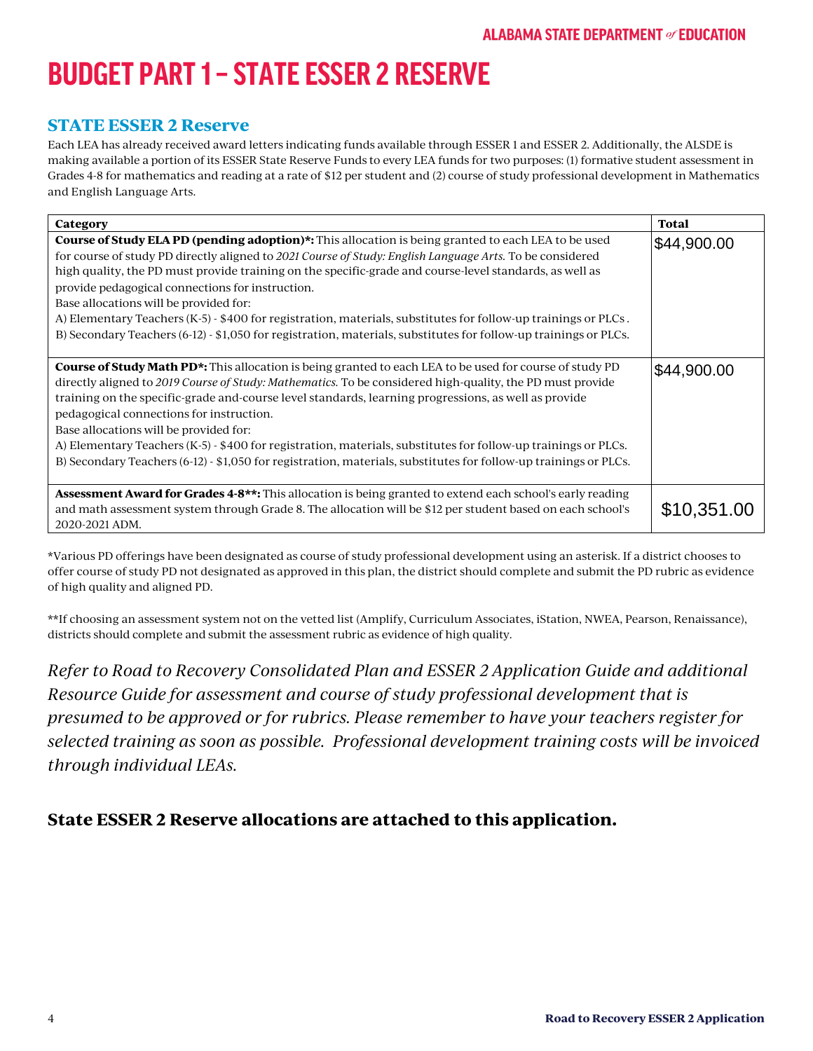# BUDGET PART 1 – STATE ESSER 2 RESERVE

## STATE ESSER 2 Reserve

Each LEA has already received award letters indicating funds available through ESSER 1 and ESSER 2. Additionally, the ALSDE is making available a portion of its ESSER State Reserve Funds to every LEA funds for two purposes: (1) formative student assessment in Grades 4-8 for mathematics and reading at a rate of $12 per student and (2) course of study professional development in Mathematics and English Language Arts.

| Category | Total |
|---|---|
| **Course of Study ELA PD (pending adoption)*:** This allocation is being granted to each LEA to be used for course of study PD directly aligned to *2021 Course of Study: English Language Arts.* To be considered high quality, the PD must provide training on the specific-grade and course-level standards, as well as provide pedagogical connections for instruction.<br>Base allocations will be provided for:<br>A) Elementary Teachers (K-5) - $400 for registration, materials, substitutes for follow-up trainings or PLCs .<br>B) Secondary Teachers (6-12) - $1,050 for registration, materials, substitutes for follow-up trainings or PLCs. | $44,900.00 |
| **Course of Study Math PD*:** This allocation is being granted to each LEA to be used for course of study PD directly aligned to *2019 Course of Study: Mathematics.* To be considered high-quality, the PD must provide training on the specific-grade and-course level standards, learning progressions, as well as provide pedagogical connections for instruction.<br>Base allocations will be provided for:<br>A) Elementary Teachers (K-5) - $400 for registration, materials, substitutes for follow-up trainings or PLCs.<br>B) Secondary Teachers (6-12) - $1,050 for registration, materials, substitutes for follow-up trainings or PLCs. | $44,900.00 |
| **Assessment Award for Grades 4-8**:** This allocation is being granted to extend each school's early reading and math assessment system through Grade 8. The allocation will be $12 per student based on each school's 2020-2021 ADM. | $10,351.00 |

*Various PD offerings have been designated as course of study professional development using an asterisk. If a district chooses to offer course of study PD not designated as approved in this plan, the district should complete and submit the PD rubric as evidence of high quality and aligned PD.

**If choosing an assessment system not on the vetted list (Amplify, Curriculum Associates, iStation, NWEA, Pearson, Renaissance), districts should complete and submit the assessment rubric as evidence of high quality.

*Refer to Road to Recovery Consolidated Plan and ESSER 2 Application Guide and additional Resource Guide for assessment and course of study professional development that is presumed to be approved or for rubrics. Please remember to have your teachers register for selected training as soon as possible. Professional development training costs will be invoiced through individual LEAs.*

**State ESSER 2 Reserve allocations are attached to this application.**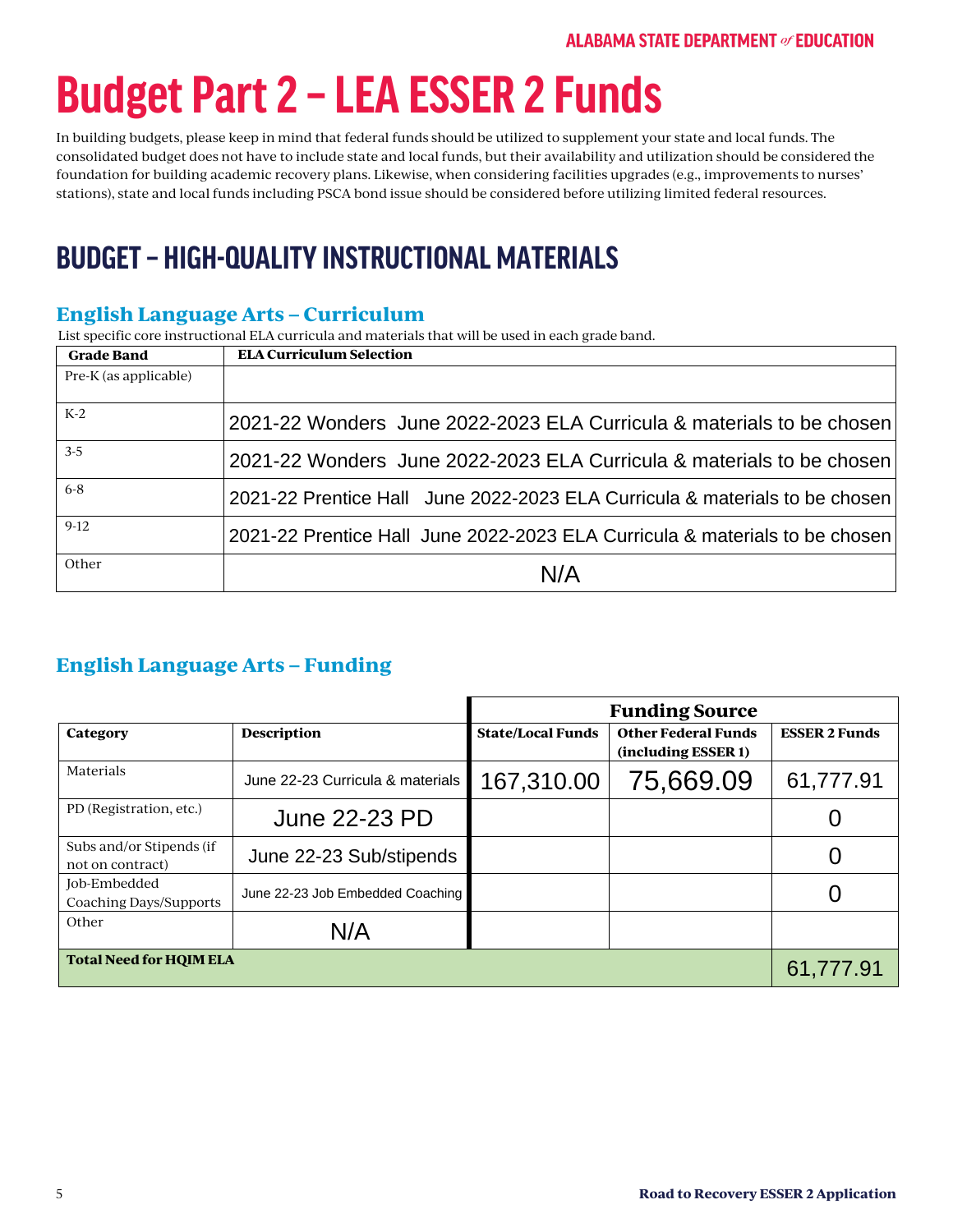# Budget Part 2 – LEA ESSER 2 Funds

In building budgets, please keep in mind that federal funds should be utilized to supplement your state and local funds. The consolidated budget does not have to include state and local funds, but their availability and utilization should be considered the foundation for building academic recovery plans. Likewise, when considering facilities upgrades (e.g., improvements to nurses' stations), state and local funds including PSCA bond issue should be considered before utilizing limited federal resources.

## BUDGET – HIGH-QUALITY INSTRUCTIONAL MATERIALS

### English Language Arts – Curriculum

List specific core instructional ELA curricula and materials that will be used in each grade band.

| Grade Band | ELA Curriculum Selection |
|---|---|
| Pre-K (as applicable) | |
| K-2 | 2021-22 Wonders June 2022-2023 ELA Curricula & materials to be chosen |
| 3-5 | 2021-22 Wonders June 2022-2023 ELA Curricula & materials to be chosen |
| 6-8 | 2021-22 Prentice Hall June 2022-2023 ELA Curricula & materials to be chosen |
| 9-12 | 2021-22 Prentice Hall June 2022-2023 ELA Curricula & materials to be chosen |
| Other | N/A |

### English Language Arts – Funding

| | | Funding Source | | |
|---|---|---|---|---|
| **Category** | **Description** | **State/Local Funds** | **Other Federal Funds (including ESSER 1)** | **ESSER 2 Funds** |
| Materials | June 22-23 Curricula & materials | 167,310.00 | 75,669.09 | 61,777.91 |
| PD (Registration, etc.) | June 22-23 PD | | | 0 |
| Subs and/or Stipends (if not on contract) | June 22-23 Sub/stipends | | | 0 |
| Job-Embedded Coaching Days/Supports | June 22-23 Job Embedded Coaching | | | 0 |
| Other | N/A | | | |
| **Total Need for HQIM ELA** | | | | 61,777.91 |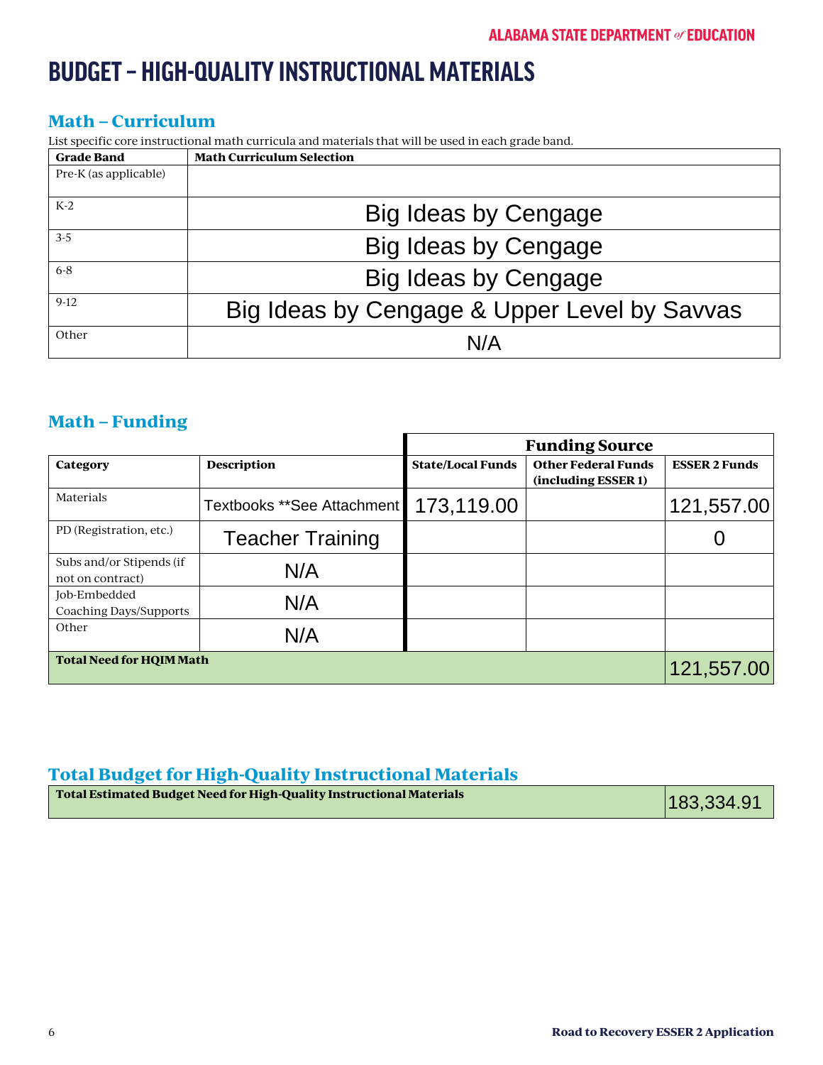# BUDGET – HIGH-QUALITY INSTRUCTIONAL MATERIALS

## Math – Curriculum

List specific core instructional math curricula and materials that will be used in each grade band.

| Grade Band | Math Curriculum Selection |
|---|---|
| Pre-K (as applicable) | |
| K-2 | Big Ideas by Cengage |
| 3-5 | Big Ideas by Cengage |
| 6-8 | Big Ideas by Cengage |
| 9-12 | Big Ideas by Cengage & Upper Level by Savvas |
| Other | N/A |

## Math – Funding

| | | Funding Source | | |
|---|---|---|---|---|
| **Category** | **Description** | **State/Local Funds** | **Other Federal Funds (including ESSER 1)** | **ESSER 2 Funds** |
| Materials | Textbooks **See Attachment | 173,119.00 | | 121,557.00 |
| PD (Registration, etc.) | Teacher Training | | | 0 |
| Subs and/or Stipends (if not on contract) | N/A | | | |
| Job-Embedded Coaching Days/Supports | N/A | | | |
| Other | N/A | | | |
| **Total Need for HQIM Math** | | | | 121,557.00 |

## Total Budget for High-Quality Instructional Materials

| | |
|---|---|
| **Total Estimated Budget Need for High-Quality Instructional Materials** | 183,334.91 |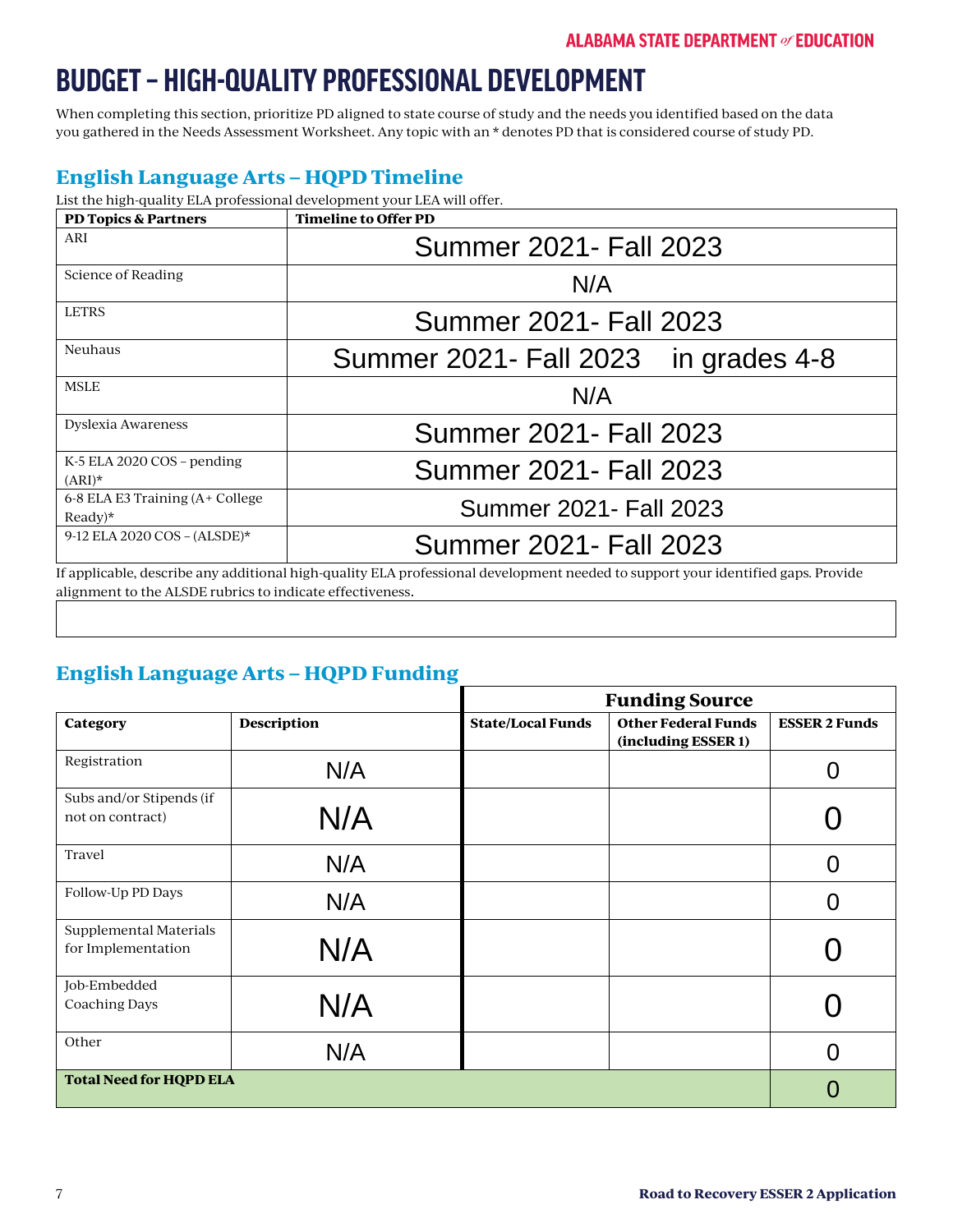# BUDGET – HIGH-QUALITY PROFESSIONAL DEVELOPMENT

When completing this section, prioritize PD aligned to state course of study and the needs you identified based on the data you gathered in the Needs Assessment Worksheet. Any topic with an * denotes PD that is considered course of study PD.

## English Language Arts – HQPD Timeline

List the high-quality ELA professional development your LEA will offer.

| PD Topics & Partners | Timeline to Offer PD |
|---|---|
| ARI | Summer 2021- Fall 2023 |
| Science of Reading | N/A |
| LETRS | Summer 2021- Fall 2023 |
| Neuhaus | Summer 2021- Fall 2023 in grades 4-8 |
| MSLE | N/A |
| Dyslexia Awareness | Summer 2021- Fall 2023 |
| K-5 ELA 2020 COS – pending (ARI)* | Summer 2021- Fall 2023 |
| 6-8 ELA E3 Training (A+ College Ready)* | Summer 2021- Fall 2023 |
| 9-12 ELA 2020 COS – (ALSDE)* | Summer 2021- Fall 2023 |

If applicable, describe any additional high-quality ELA professional development needed to support your identified gaps. Provide alignment to the ALSDE rubrics to indicate effectiveness.

## English Language Arts – HQPD Funding

| | | Funding Source | | |
|---|---|---|---|---|
| **Category** | **Description** | **State/Local Funds** | **Other Federal Funds (including ESSER 1)** | **ESSER 2 Funds** |
| Registration | N/A | | | 0 |
| Subs and/or Stipends (if not on contract) | N/A | | | 0 |
| Travel | N/A | | | 0 |
| Follow-Up PD Days | N/A | | | 0 |
| Supplemental Materials for Implementation | N/A | | | 0 |
| Job-Embedded Coaching Days | N/A | | | 0 |
| Other | N/A | | | 0 |
| **Total Need for HQPD ELA** | | | | 0 |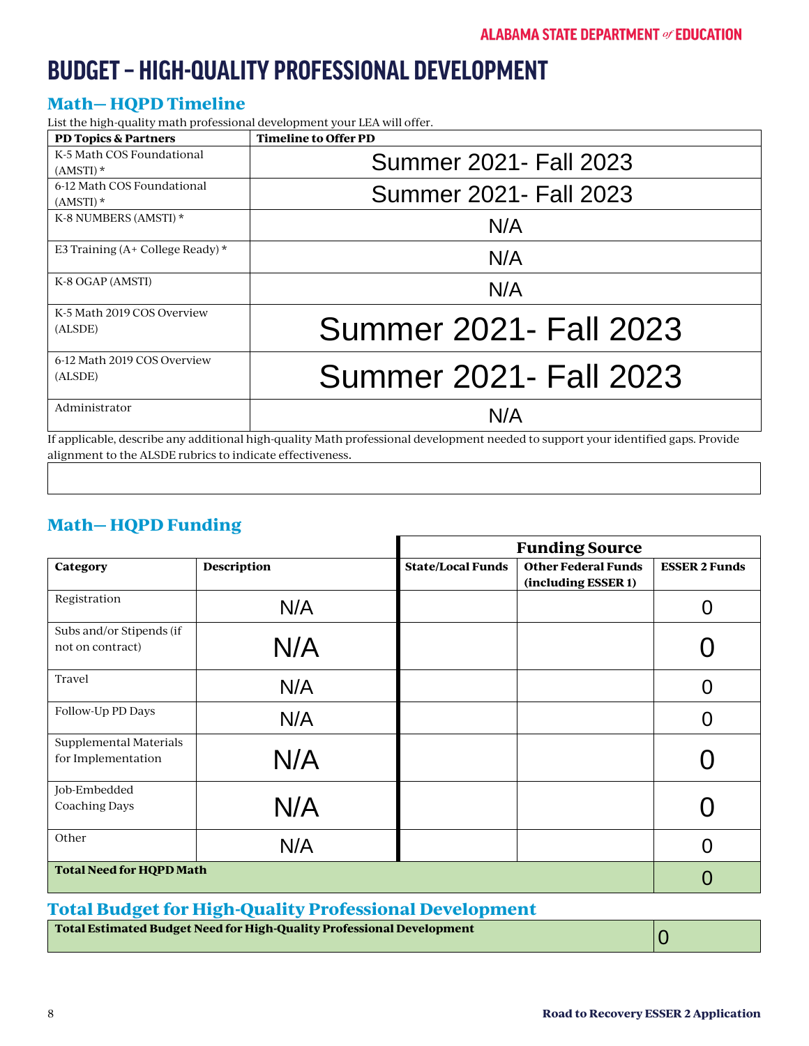# BUDGET – HIGH-QUALITY PROFESSIONAL DEVELOPMENT

## Math— HQPD Timeline

List the high-quality math professional development your LEA will offer.

| PD Topics & Partners | Timeline to Offer PD |
|---|---|
| K-5 Math COS Foundational (AMSTI) * | Summer 2021- Fall 2023 |
| 6-12 Math COS Foundational (AMSTI) * | Summer 2021- Fall 2023 |
| K-8 NUMBERS (AMSTI) * | N/A |
| E3 Training (A+ College Ready) * | N/A |
| K-8 OGAP (AMSTI) | N/A |
| K-5 Math 2019 COS Overview (ALSDE) | Summer 2021- Fall 2023 |
| 6-12 Math 2019 COS Overview (ALSDE) | Summer 2021- Fall 2023 |
| Administrator | N/A |

If applicable, describe any additional high-quality Math professional development needed to support your identified gaps. Provide alignment to the ALSDE rubrics to indicate effectiveness.

## Math— HQPD Funding

| | | Funding Source | | |
|---|---|---|---|---|
| **Category** | **Description** | **State/Local Funds** | **Other Federal Funds (including ESSER 1)** | **ESSER 2 Funds** |
| Registration | N/A | | | 0 |
| Subs and/or Stipends (if not on contract) | N/A | | | 0 |
| Travel | N/A | | | 0 |
| Follow-Up PD Days | N/A | | | 0 |
| Supplemental Materials for Implementation | N/A | | | 0 |
| Job-Embedded Coaching Days | N/A | | | 0 |
| Other | N/A | | | 0 |
| **Total Need for HQPD Math** | | | | 0 |

## Total Budget for High-Quality Professional Development

| | |
|---|---|
| **Total Estimated Budget Need for High-Quality Professional Development** | 0 |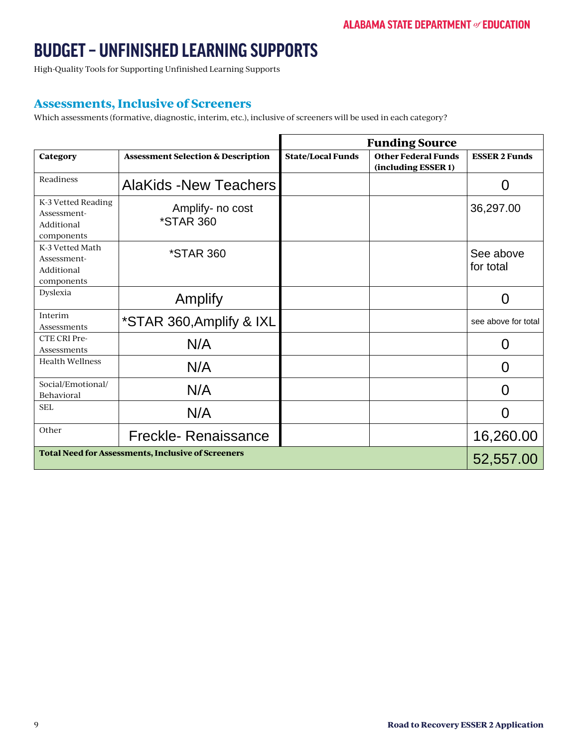# BUDGET – UNFINISHED LEARNING SUPPORTS

High-Quality Tools for Supporting Unfinished Learning Supports

## Assessments, Inclusive of Screeners

Which assessments (formative, diagnostic, interim, etc.), inclusive of screeners will be used in each category?

| | | Funding Source | | |
|---|---|---|---|---|
| **Category** | **Assessment Selection & Description** | **State/Local Funds** | **Other Federal Funds (including ESSER 1)** | **ESSER 2 Funds** |
| Readiness | AlaKids -New Teachers | | | 0 |
| K-3 Vetted Reading Assessment-Additional components | Amplify- no cost *STAR 360 | | | 36,297.00 |
| K-3 Vetted Math Assessment-Additional components | *STAR 360 | | | See above for total |
| Dyslexia | Amplify | | | 0 |
| Interim Assessments | *STAR 360,Amplify & IXL | | | see above for total |
| CTE CRI Pre-Assessments | N/A | | | 0 |
| Health Wellness | N/A | | | 0 |
| Social/Emotional/ Behavioral | N/A | | | 0 |
| SEL | N/A | | | 0 |
| Other | Freckle- Renaissance | | | 16,260.00 |
| **Total Need for Assessments, Inclusive of Screeners** | | | | 52,557.00 |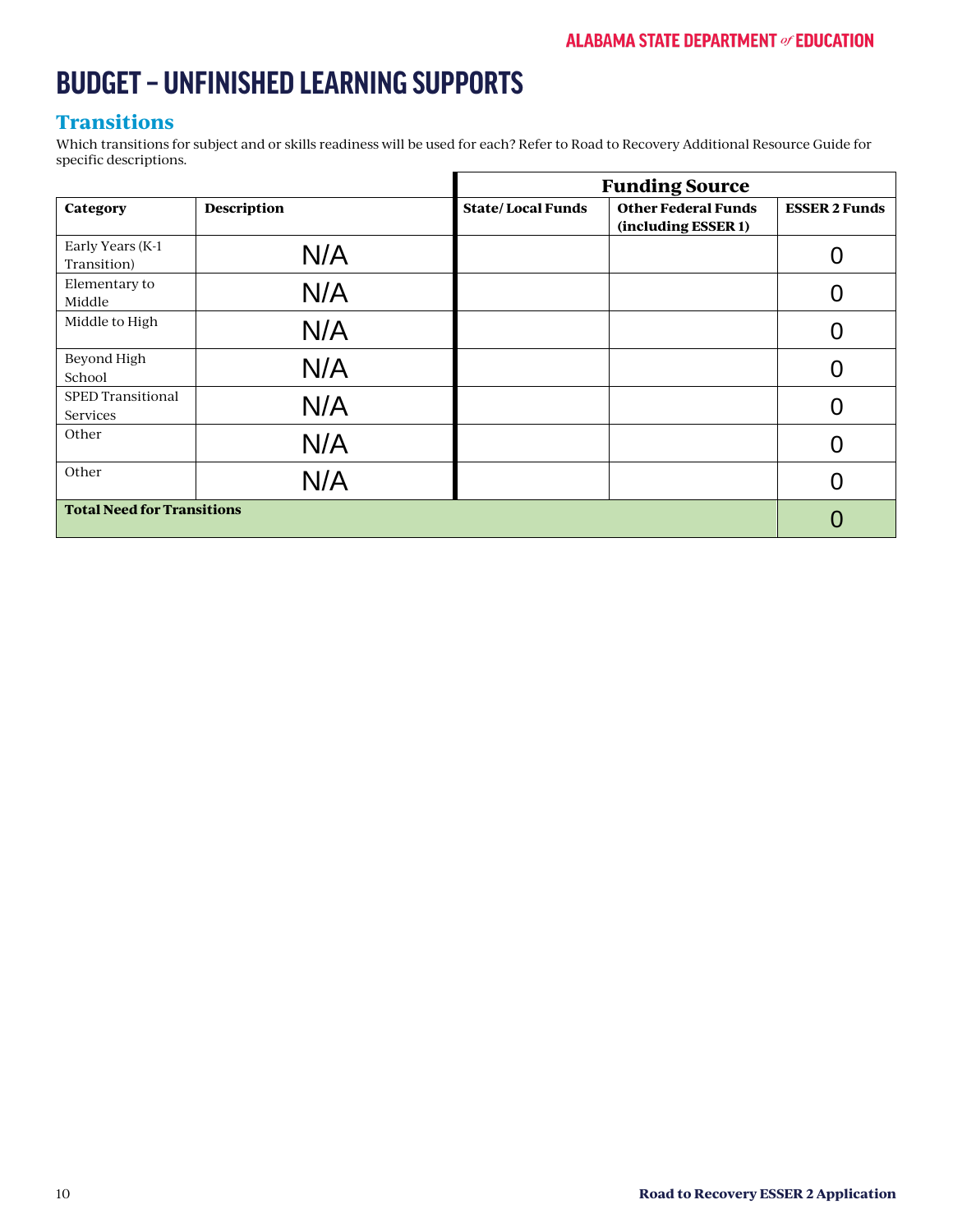# BUDGET – UNFINISHED LEARNING SUPPORTS

## Transitions

Which transitions for subject and or skills readiness will be used for each? Refer to Road to Recovery Additional Resource Guide for specific descriptions.

| | | Funding Source | | |
|---|---|---|---|---|
| **Category** | **Description** | **State/ Local Funds** | **Other Federal Funds (including ESSER 1)** | **ESSER 2 Funds** |
| Early Years (K-1 Transition) | N/A | | | 0 |
| Elementary to Middle | N/A | | | 0 |
| Middle to High | N/A | | | 0 |
| Beyond High School | N/A | | | 0 |
| SPED Transitional Services | N/A | | | 0 |
| Other | N/A | | | 0 |
| Other | N/A | | | 0 |
| **Total Need for Transitions** | | | | 0 |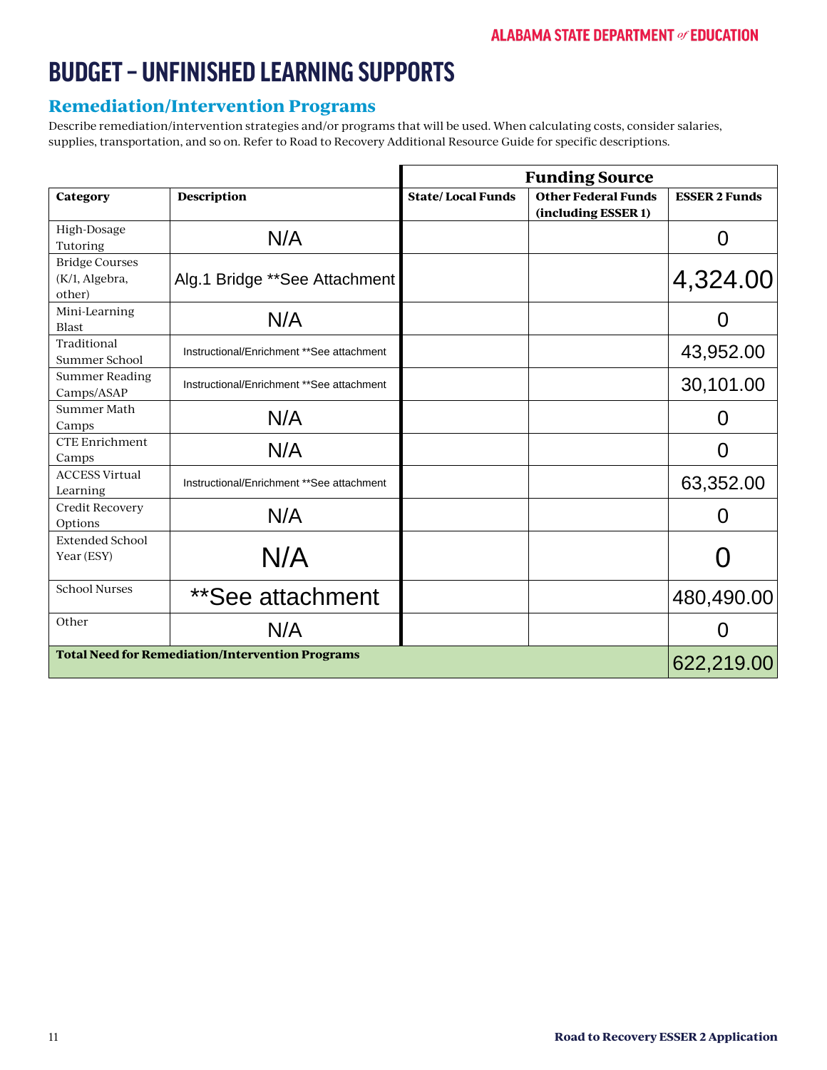# BUDGET – UNFINISHED LEARNING SUPPORTS

## Remediation/Intervention Programs

Describe remediation/intervention strategies and/or programs that will be used. When calculating costs, consider salaries, supplies, transportation, and so on. Refer to Road to Recovery Additional Resource Guide for specific descriptions.

| | | Funding Source | | |
|---|---|---|---|---|
| **Category** | **Description** | **State/ Local Funds** | **Other Federal Funds (including ESSER 1)** | **ESSER 2 Funds** |
| High-Dosage Tutoring | N/A | | | 0 |
| Bridge Courses (K/1, Algebra, other) | Alg.1 Bridge **See Attachment | | | 4,324.00 |
| Mini-Learning Blast | N/A | | | 0 |
| Traditional Summer School | Instructional/Enrichment **See attachment | | | 43,952.00 |
| Summer Reading Camps/ASAP | Instructional/Enrichment **See attachment | | | 30,101.00 |
| Summer Math Camps | N/A | | | 0 |
| CTE Enrichment Camps | N/A | | | 0 |
| ACCESS Virtual Learning | Instructional/Enrichment **See attachment | | | 63,352.00 |
| Credit Recovery Options | N/A | | | 0 |
| Extended School Year (ESY) | N/A | | | 0 |
| School Nurses | **See attachment | | | 480,490.00 |
| Other | N/A | | | 0 |
| **Total Need for Remediation/Intervention Programs** | | | | 622,219.00 |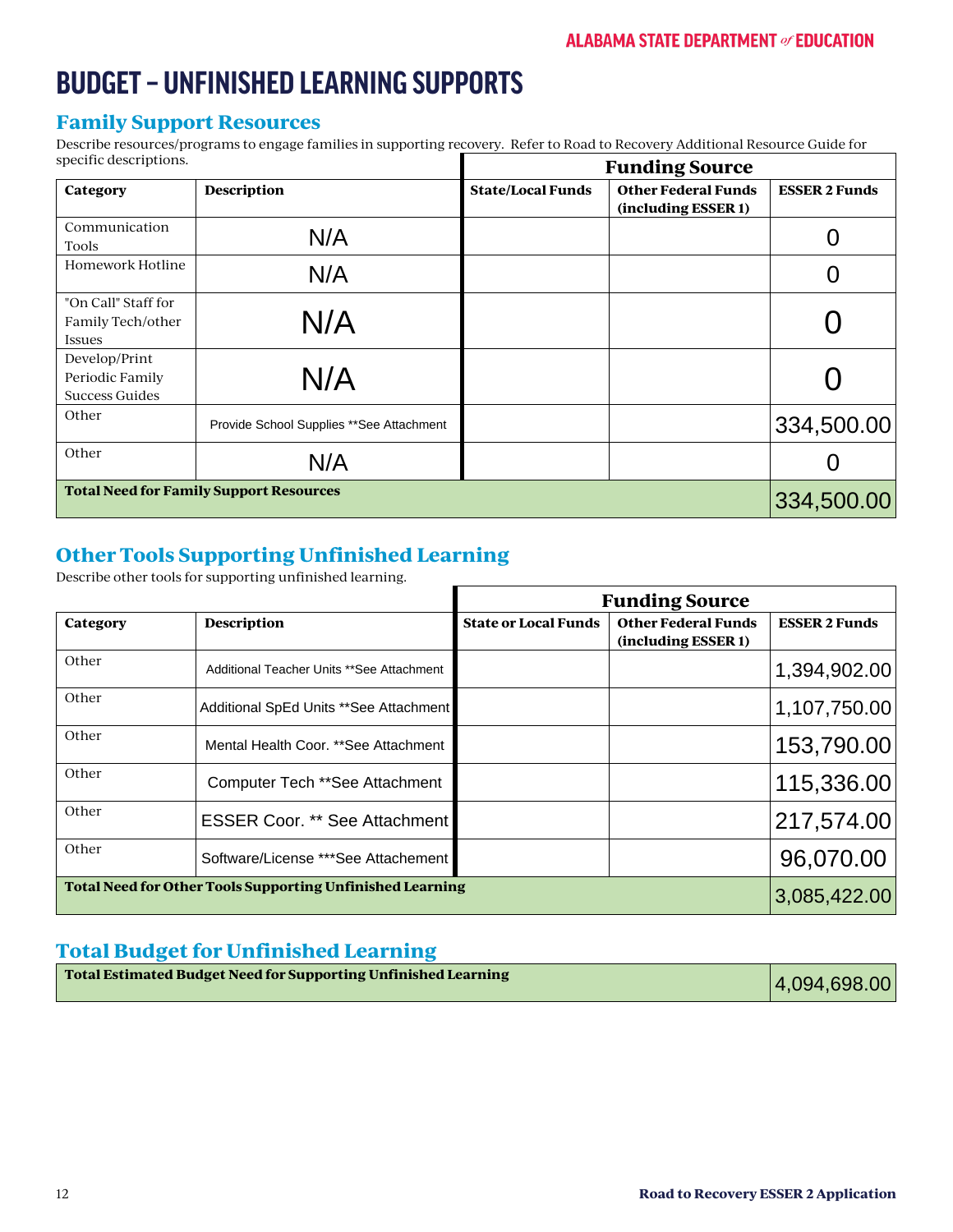# BUDGET – UNFINISHED LEARNING SUPPORTS

## Family Support Resources

Describe resources/programs to engage families in supporting recovery. Refer to Road to Recovery Additional Resource Guide for specific descriptions.

| | | Funding Source | | |
|---|---|---|---|---|
| **Category** | **Description** | **State/Local Funds** | **Other Federal Funds (including ESSER 1)** | **ESSER 2 Funds** |
| Communication Tools | N/A | | | 0 |
| Homework Hotline | N/A | | | 0 |
| "On Call" Staff for Family Tech/other Issues | N/A | | | 0 |
| Develop/Print Periodic Family Success Guides | N/A | | | 0 |
| Other | Provide School Supplies **See Attachment | | | 334,500.00 |
| Other | N/A | | | 0 |
| **Total Need for Family Support Resources** | | | | 334,500.00 |

## Other Tools Supporting Unfinished Learning

Describe other tools for supporting unfinished learning.

| | | Funding Source | | |
|---|---|---|---|---|
| **Category** | **Description** | **State or Local Funds** | **Other Federal Funds (including ESSER 1)** | **ESSER 2 Funds** |
| Other | Additional Teacher Units **See Attachment | | | 1,394,902.00 |
| Other | Additional SpEd Units **See Attachment | | | 1,107,750.00 |
| Other | Mental Health Coor. **See Attachment | | | 153,790.00 |
| Other | Computer Tech **See Attachment | | | 115,336.00 |
| Other | ESSER Coor. ** See Attachment | | | 217,574.00 |
| Other | Software/License ***See Attachement | | | 96,070.00 |
| **Total Need for Other Tools Supporting Unfinished Learning** | | | | 3,085,422.00 |

## Total Budget for Unfinished Learning

| | |
|---|---|
| **Total Estimated Budget Need for Supporting Unfinished Learning** | 4,094,698.00 |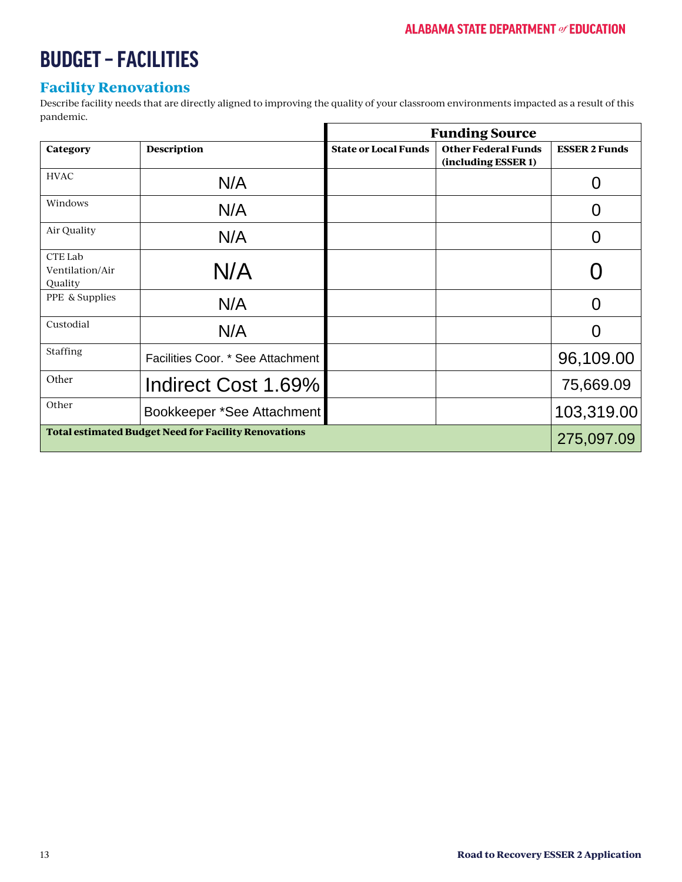# BUDGET – FACILITIES

## Facility Renovations

Describe facility needs that are directly aligned to improving the quality of your classroom environments impacted as a result of this pandemic.

| Category | Description | Funding Source: State or Local Funds | Funding Source: Other Federal Funds (including ESSER 1) | Funding Source: ESSER 2 Funds |
|---|---|---|---|---|
| HVAC | N/A | | | 0 |
| Windows | N/A | | | 0 |
| Air Quality | N/A | | | 0 |
| CTE Lab Ventilation/Air Quality | N/A | | | 0 |
| PPE & Supplies | N/A | | | 0 |
| Custodial | N/A | | | 0 |
| Staffing | Facilities Coor. * See Attachment | | | 96,109.00 |
| Other | Indirect Cost 1.69% | | | 75,669.09 |
| Other | Bookkeeper *See Attachment | | | 103,319.00 |
| **Total estimated Budget Need for Facility Renovations** | | | | 275,097.09 |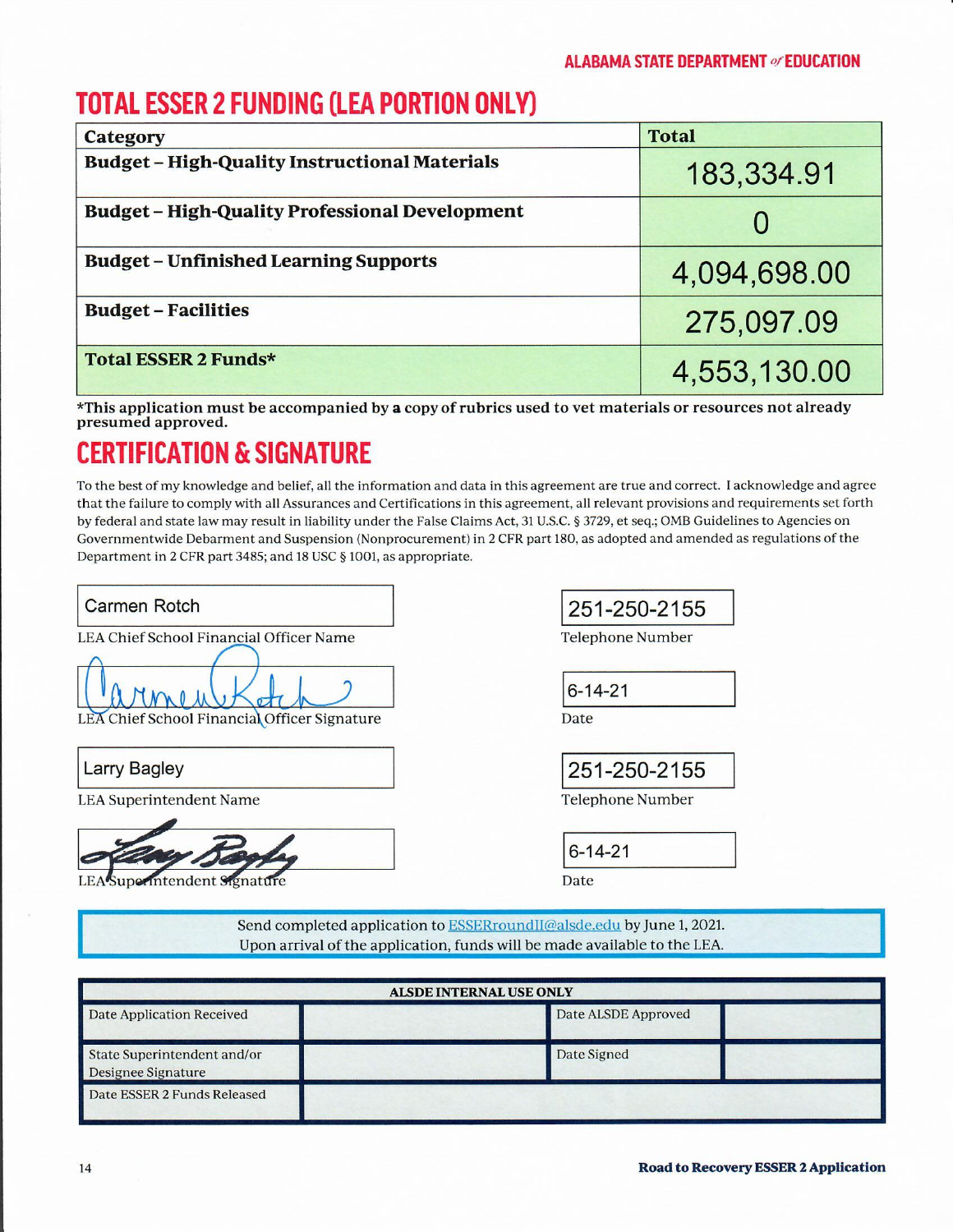## TOTAL ESSER 2 FUNDING (LEA PORTION ONLY)

| Category | Total |
|---|---|
| **Budget – High-Quality Instructional Materials** | 183,334.91 |
| **Budget – High-Quality Professional Development** | 0 |
| **Budget – Unfinished Learning Supports** | 4,094,698.00 |
| **Budget – Facilities** | 275,097.09 |
| **Total ESSER 2 Funds*** | 4,553,130.00 |

**\*This application must be accompanied by a copy of rubrics used to vet materials or resources not already presumed approved.**

## CERTIFICATION & SIGNATURE

To the best of my knowledge and belief, all the information and data in this agreement are true and correct. I acknowledge and agree that the failure to comply with all Assurances and Certifications in this agreement, all relevant provisions and requirements set forth by federal and state law may result in liability under the False Claims Act, 31 U.S.C. § 3729, et seq.; OMB Guidelines to Agencies on Governmentwide Debarment and Suspension (Nonprocurement) in 2 CFR part 180, as adopted and amended as regulations of the Department in 2 CFR part 3485; and 18 USC § 1001, as appropriate.

Carmen Rotch
LEA Chief School Financial Officer Name

251-250-2155
Telephone Number

Carmen Rotch
LEA Chief School Financial Officer Signature

6-14-21
Date

Larry Bagley
LEA Superintendent Name

251-250-2155
Telephone Number

Larry Bagley
LEA Superintendent Signature

6-14-21
Date

Send completed application to ESSERroundII@alsde.edu by June 1, 2021.
Upon arrival of the application, funds will be made available to the LEA.

| ALSDE INTERNAL USE ONLY | | | |
|---|---|---|---|
| Date Application Received | | Date ALSDE Approved | |
| State Superintendent and/or Designee Signature | | Date Signed | |
| Date ESSER 2 Funds Released | | | |